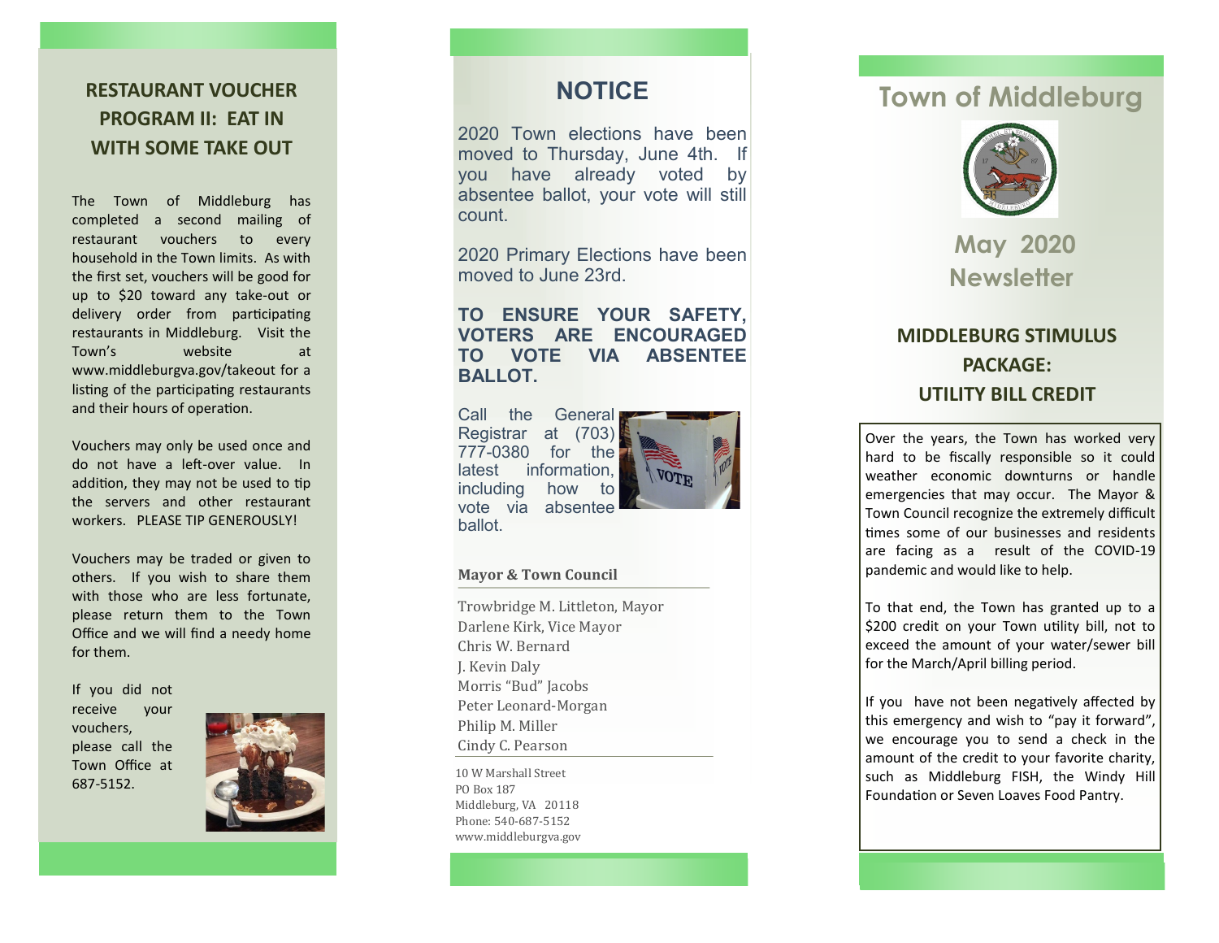## RESTAURANT VOUCHER PROGRAM II: EAT IN WITH SOME TAKE OUT

The Town of Middleburg has completed a second mailing of restaurant vouchers to every household in the Town limits. As with the first set, vouchers will be good for up to $20 toward any take-out or delivery order from participating restaurants in Middleburg. Visit the Town's website at www.middleburgva.gov/takeout for a listing of the participating restaurants and their hours of operation.

Vouchers may only be used once and do not have a left-over value. In addition, they may not be used to tip the servers and other restaurant workers. PLEASE TIP GENEROUSLY!

Vouchers may be traded or given to others. If you wish to share them with those who are less fortunate, please return them to the Town Office and we will find a needy home for them.

If you did not receive your vouchers, please call the Town Office at 687-5152.

## NOTICE

2020 Town elections have been moved to Thursday, June 4th. If you have already voted by absentee ballot, your vote will still count.

2020 Primary Elections have been moved to June 23rd.

**TO ENSURE YOUR SAFETY, VOTERS ARE ENCOURAGED TO VOTE VIA ABSENTEE BALLOT.**

Call the General Registrar at (703) 777-0380 for the latest information, including how to vote via absentee ballot.

**Mayor & Town Council**

Trowbridge M. Littleton, Mayor
Darlene Kirk, Vice Mayor
Chris W. Bernard
J. Kevin Daly
Morris "Bud" Jacobs
Peter Leonard-Morgan
Philip M. Miller
Cindy C. Pearson

10 W Marshall Street
PO Box 187
Middleburg, VA 20118
Phone: 540-687-5152
www.middleburgva.gov

# Town of Middleburg

## May 2020 Newsletter

## MIDDLEBURG STIMULUS PACKAGE: UTILITY BILL CREDIT

Over the years, the Town has worked very hard to be fiscally responsible so it could weather economic downturns or handle emergencies that may occur. The Mayor & Town Council recognize the extremely difficult times some of our businesses and residents are facing as a result of the COVID-19 pandemic and would like to help.

To that end, the Town has granted up to a $200 credit on your Town utility bill, not to exceed the amount of your water/sewer bill for the March/April billing period.

If you have not been negatively affected by this emergency and wish to "pay it forward", we encourage you to send a check in the amount of the credit to your favorite charity, such as Middleburg FISH, the Windy Hill Foundation or Seven Loaves Food Pantry.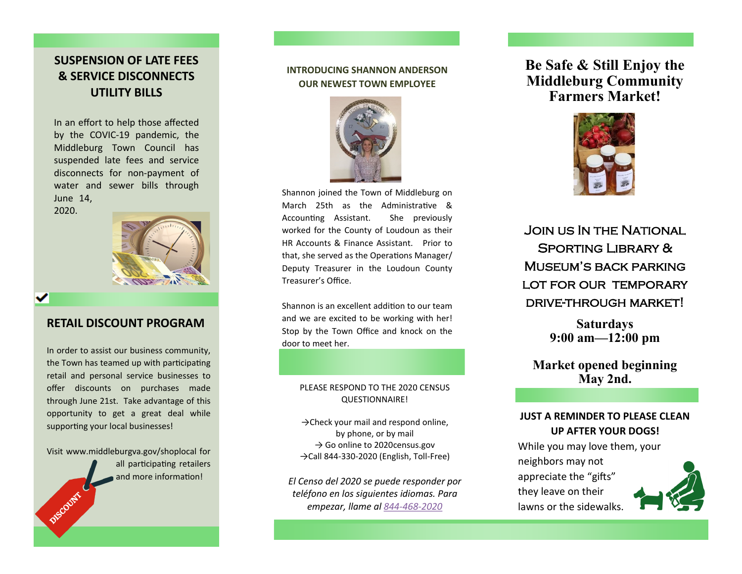## SUSPENSION OF LATE FEES & SERVICE DISCONNECTS UTILITY BILLS

In an effort to help those affected by the COVIC-19 pandemic, the Middleburg Town Council has suspended late fees and service disconnects for non-payment of water and sewer bills through June 14, 2020.

## RETAIL DISCOUNT PROGRAM

In order to assist our business community, the Town has teamed up with participating retail and personal service businesses to offer discounts on purchases made through June 21st. Take advantage of this opportunity to get a great deal while supporting your local businesses!

Visit www.middleburgva.gov/shoplocal for all participating retailers and more information!

DISCOUNT

## INTRODUCING SHANNON ANDERSON OUR NEWEST TOWN EMPLOYEE

Shannon joined the Town of Middleburg on March 25th as the Administrative & Accounting Assistant. She previously worked for the County of Loudoun as their HR Accounts & Finance Assistant. Prior to that, she served as the Operations Manager/ Deputy Treasurer in the Loudoun County Treasurer's Office.

Shannon is an excellent addition to our team and we are excited to be working with her! Stop by the Town Office and knock on the door to meet her.

PLEASE RESPOND TO THE 2020 CENSUS QUESTIONNAIRE!

→Check your mail and respond online, by phone, or by mail
→ Go online to 2020census.gov
→Call 844-330-2020 (English, Toll-Free)

*El Censo del 2020 se puede responder por teléfono en los siguientes idiomas. Para empezar, llame al 844-468-2020*

# Be Safe & Still Enjoy the Middleburg Community Farmers Market!

JOIN US IN THE NATIONAL SPORTING LIBRARY & MUSEUM'S BACK PARKING LOT FOR OUR TEMPORARY DRIVE-THROUGH MARKET!

**Saturdays**
**9:00 am—12:00 pm**

**Market opened beginning May 2nd.**

## JUST A REMINDER TO PLEASE CLEAN UP AFTER YOUR DOGS!

While you may love them, your neighbors may not appreciate the "gifts" they leave on their lawns or the sidewalks.